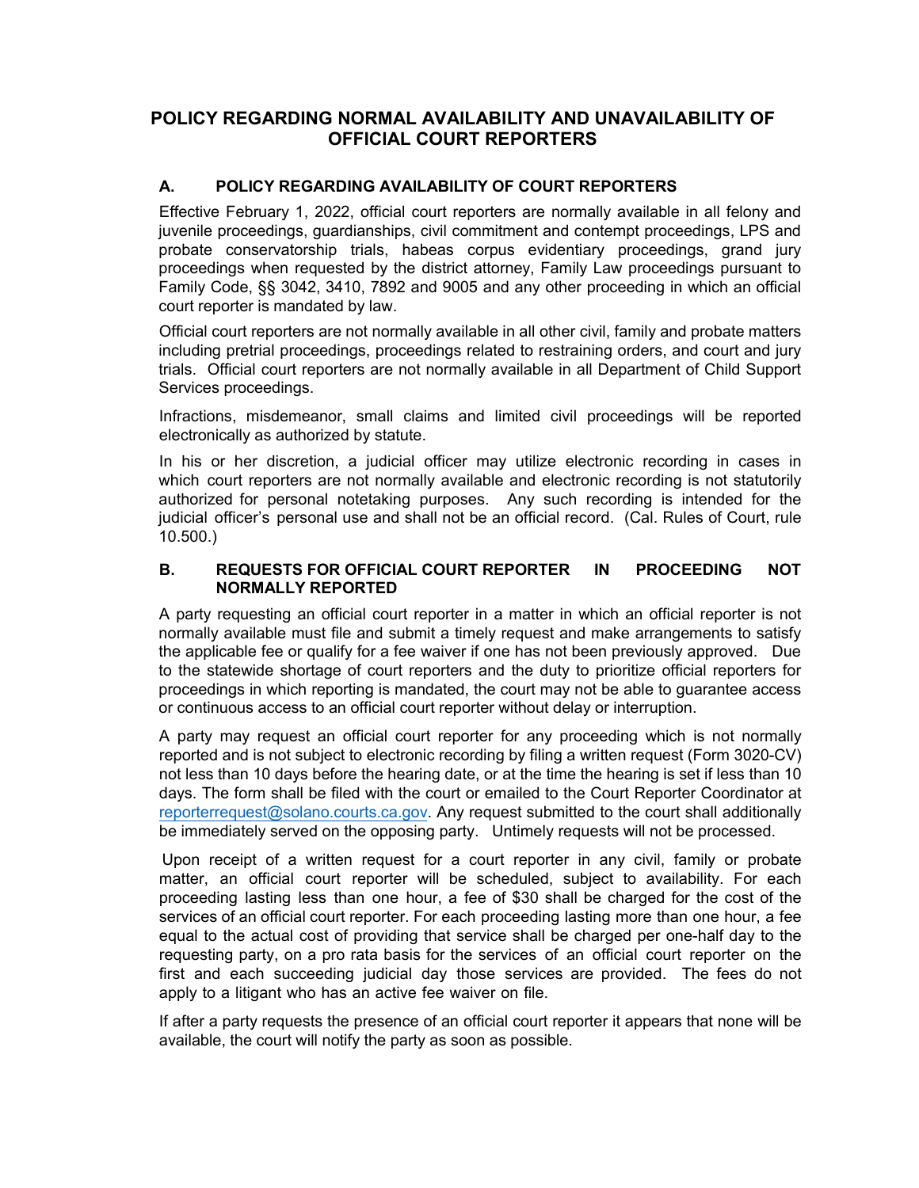# POLICY REGARDING NORMAL AVAILABILITY AND UNAVAILABILITY OF OFFICIAL COURT REPORTERS

## A. POLICY REGARDING AVAILABILITY OF COURT REPORTERS

Effective February 1, 2022, official court reporters are normally available in all felony and juvenile proceedings, guardianships, civil commitment and contempt proceedings, LPS and probate conservatorship trials, habeas corpus evidentiary proceedings, grand jury proceedings when requested by the district attorney, Family Law proceedings pursuant to Family Code, §§ 3042, 3410, 7892 and 9005 and any other proceeding in which an official court reporter is mandated by law.

Official court reporters are not normally available in all other civil, family and probate matters including pretrial proceedings, proceedings related to restraining orders, and court and jury trials. Official court reporters are not normally available in all Department of Child Support Services proceedings.

Infractions, misdemeanor, small claims and limited civil proceedings will be reported electronically as authorized by statute.

In his or her discretion, a judicial officer may utilize electronic recording in cases in which court reporters are not normally available and electronic recording is not statutorily authorized for personal notetaking purposes. Any such recording is intended for the judicial officer's personal use and shall not be an official record. (Cal. Rules of Court, rule 10.500.)

## B. REQUESTS FOR OFFICIAL COURT REPORTER IN PROCEEDING NOT NORMALLY REPORTED

A party requesting an official court reporter in a matter in which an official reporter is not normally available must file and submit a timely request and make arrangements to satisfy the applicable fee or qualify for a fee waiver if one has not been previously approved. Due to the statewide shortage of court reporters and the duty to prioritize official reporters for proceedings in which reporting is mandated, the court may not be able to guarantee access or continuous access to an official court reporter without delay or interruption.

A party may request an official court reporter for any proceeding which is not normally reported and is not subject to electronic recording by filing a written request (Form 3020-CV) not less than 10 days before the hearing date, or at the time the hearing is set if less than 10 days. The form shall be filed with the court or emailed to the Court Reporter Coordinator at reporterrequest@solano.courts.ca.gov. Any request submitted to the court shall additionally be immediately served on the opposing party. Untimely requests will not be processed.

Upon receipt of a written request for a court reporter in any civil, family or probate matter, an official court reporter will be scheduled, subject to availability. For each proceeding lasting less than one hour, a fee of $30 shall be charged for the cost of the services of an official court reporter. For each proceeding lasting more than one hour, a fee equal to the actual cost of providing that service shall be charged per one-half day to the requesting party, on a pro rata basis for the services of an official court reporter on the first and each succeeding judicial day those services are provided. The fees do not apply to a litigant who has an active fee waiver on file.

If after a party requests the presence of an official court reporter it appears that none will be available, the court will notify the party as soon as possible.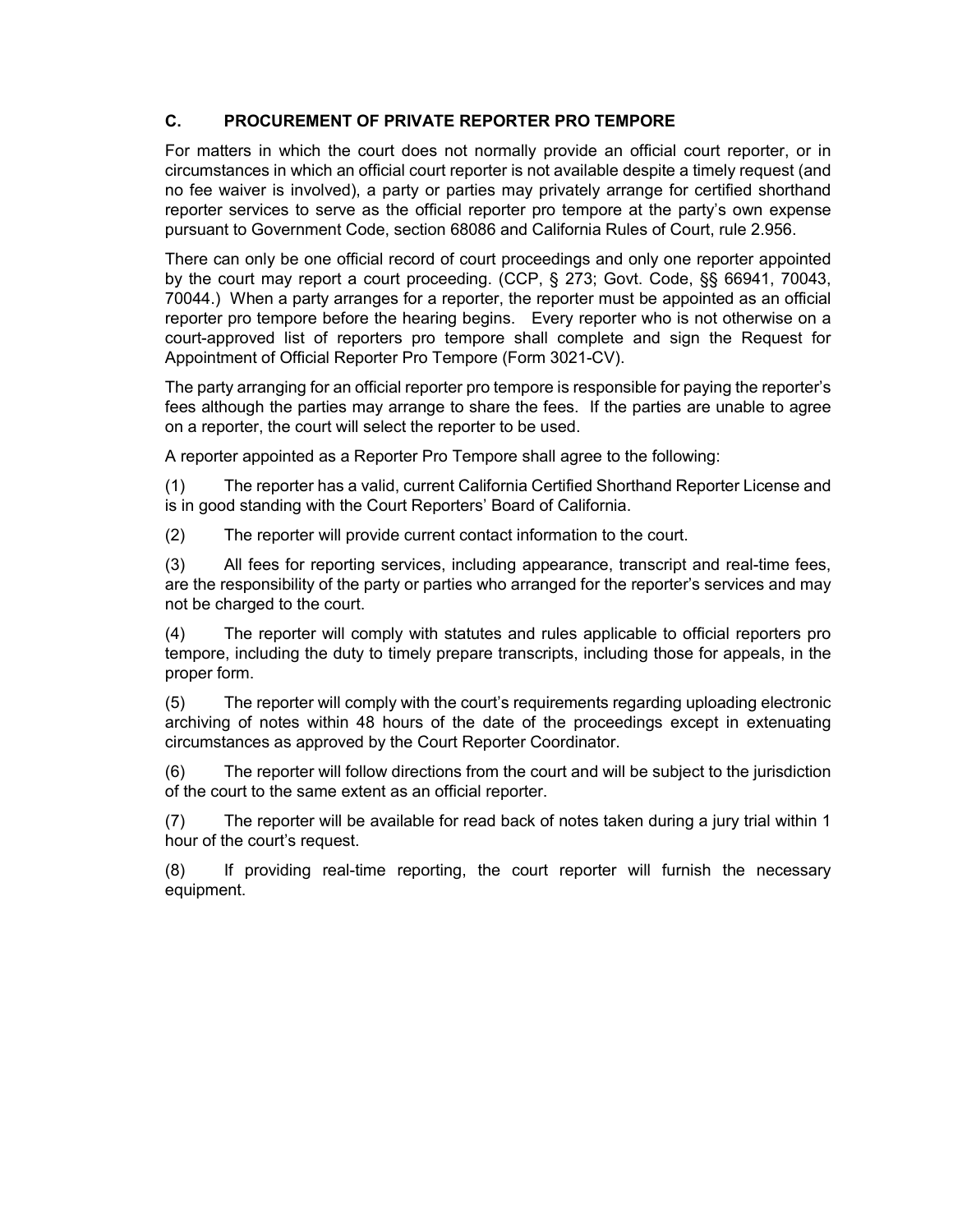## C. PROCUREMENT OF PRIVATE REPORTER PRO TEMPORE

For matters in which the court does not normally provide an official court reporter, or in circumstances in which an official court reporter is not available despite a timely request (and no fee waiver is involved), a party or parties may privately arrange for certified shorthand reporter services to serve as the official reporter pro tempore at the party's own expense pursuant to Government Code, section 68086 and California Rules of Court, rule 2.956.

There can only be one official record of court proceedings and only one reporter appointed by the court may report a court proceeding. (CCP, § 273; Govt. Code, §§ 66941, 70043, 70044.) When a party arranges for a reporter, the reporter must be appointed as an official reporter pro tempore before the hearing begins. Every reporter who is not otherwise on a court-approved list of reporters pro tempore shall complete and sign the Request for Appointment of Official Reporter Pro Tempore (Form 3021-CV).

The party arranging for an official reporter pro tempore is responsible for paying the reporter's fees although the parties may arrange to share the fees. If the parties are unable to agree on a reporter, the court will select the reporter to be used.

A reporter appointed as a Reporter Pro Tempore shall agree to the following:

(1) The reporter has a valid, current California Certified Shorthand Reporter License and is in good standing with the Court Reporters' Board of California.

(2) The reporter will provide current contact information to the court.

(3) All fees for reporting services, including appearance, transcript and real-time fees, are the responsibility of the party or parties who arranged for the reporter's services and may not be charged to the court.

(4) The reporter will comply with statutes and rules applicable to official reporters pro tempore, including the duty to timely prepare transcripts, including those for appeals, in the proper form.

(5) The reporter will comply with the court's requirements regarding uploading electronic archiving of notes within 48 hours of the date of the proceedings except in extenuating circumstances as approved by the Court Reporter Coordinator.

(6) The reporter will follow directions from the court and will be subject to the jurisdiction of the court to the same extent as an official reporter.

(7) The reporter will be available for read back of notes taken during a jury trial within 1 hour of the court's request.

(8) If providing real-time reporting, the court reporter will furnish the necessary equipment.